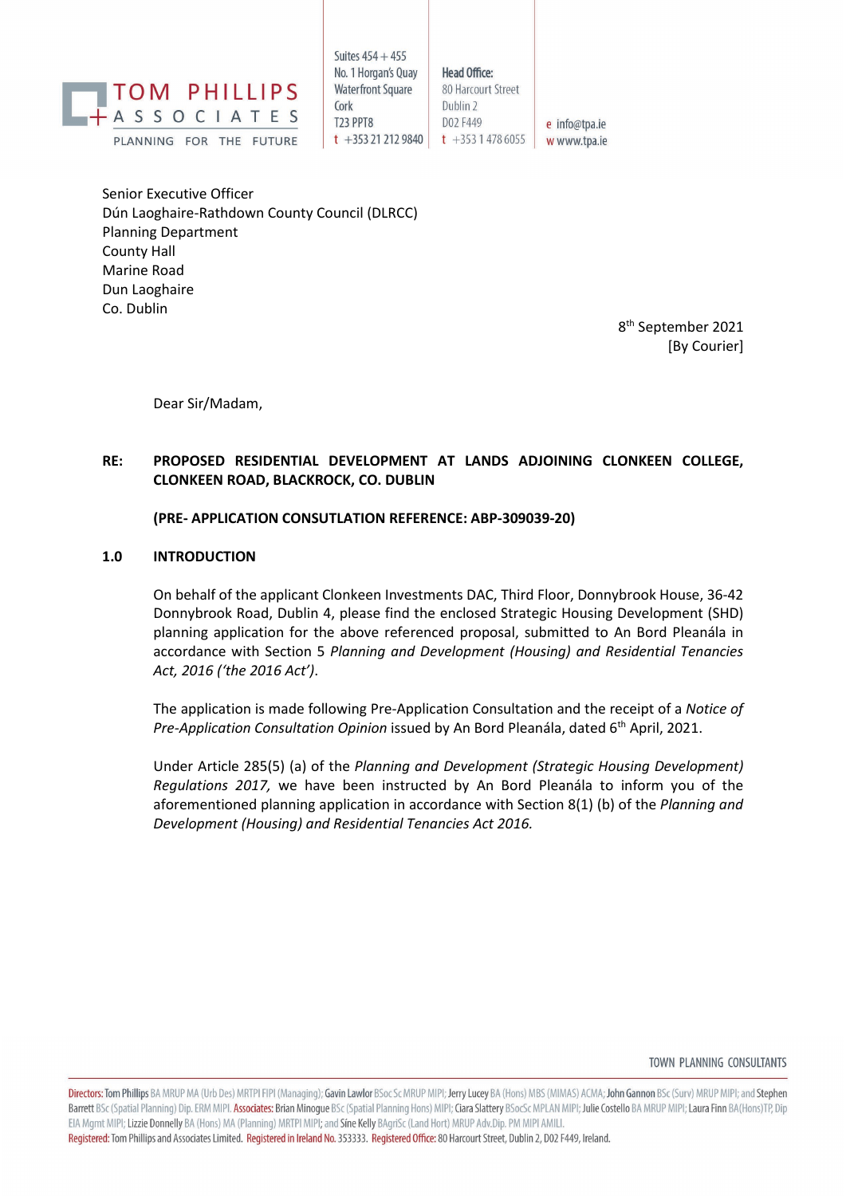TOM PHILLIPS + ASSOCIATES
PLANNING FOR THE FUTURE

Suites 454 + 455
No. 1 Horgan's Quay
Waterfront Square
Cork
T23 PPT8
t +353 21 212 9840

**Head Office:**
80 Harcourt Street
Dublin 2
D02 F449
t +353 1 478 6055

e info@tpa.ie
w www.tpa.ie

Senior Executive Officer
Dún Laoghaire-Rathdown County Council (DLRCC)
Planning Department
County Hall
Marine Road
Dun Laoghaire
Co. Dublin

8th September 2021
[By Courier]

Dear Sir/Madam,

**RE: PROPOSED RESIDENTIAL DEVELOPMENT AT LANDS ADJOINING CLONKEEN COLLEGE, CLONKEEN ROAD, BLACKROCK, CO. DUBLIN**

**(PRE- APPLICATION CONSUTLATION REFERENCE: ABP-309039-20)**

## 1.0 INTRODUCTION

On behalf of the applicant Clonkeen Investments DAC, Third Floor, Donnybrook House, 36-42 Donnybrook Road, Dublin 4, please find the enclosed Strategic Housing Development (SHD) planning application for the above referenced proposal, submitted to An Bord Pleanála in accordance with Section 5 *Planning and Development (Housing) and Residential Tenancies Act, 2016 ('the 2016 Act')*.

The application is made following Pre-Application Consultation and the receipt of a *Notice of Pre-Application Consultation Opinion* issued by An Bord Pleanála, dated 6th April, 2021.

Under Article 285(5) (a) of the *Planning and Development (Strategic Housing Development) Regulations 2017,* we have been instructed by An Bord Pleanála to inform you of the aforementioned planning application in accordance with Section 8(1) (b) of the *Planning and Development (Housing) and Residential Tenancies Act 2016.*

TOWN PLANNING CONSULTANTS

Directors: Tom Phillips BA MRUP MA (Urb Des) MRTPI FIPI (Managing); Gavin Lawlor BSoc Sc MRUP MIPI; Jerry Lucey BA (Hons) MBS (MIMAS) ACMA; John Gannon BSc (Surv) MRUP MIPI; and Stephen Barrett BSc (Spatial Planning) Dip. ERM MIPI. Associates: Brian Minogue BSc (Spatial Planning Hons) MIPI; Ciara Slattery BSocSc MPLAN MIPI; Julie Costello BA MRUP MIPI; Laura Finn BA(Hons)TP, Dip EIA Mgmt MIPI; Lizzie Donnelly BA (Hons) MA (Planning) MRTPI MIPI; and Síne Kelly BAgriSc (Land Hort) MRUP Adv.Dip. PM MIPI AMILI.
Registered: Tom Phillips and Associates Limited. Registered in Ireland No. 353333. Registered Office: 80 Harcourt Street, Dublin 2, D02 F449, Ireland.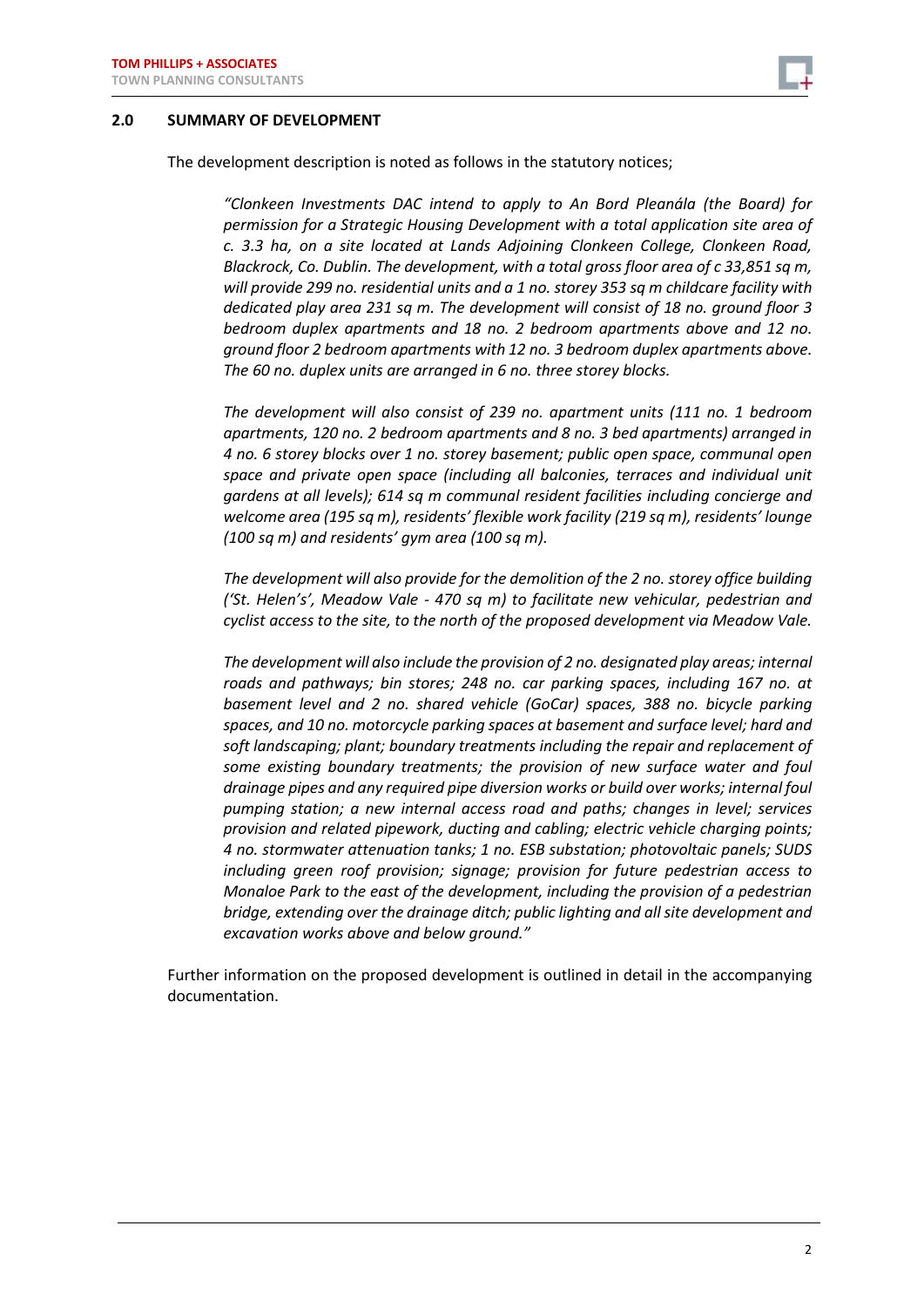## 2.0 SUMMARY OF DEVELOPMENT

The development description is noted as follows in the statutory notices;

> *"Clonkeen Investments DAC intend to apply to An Bord Pleanála (the Board) for permission for a Strategic Housing Development with a total application site area of c. 3.3 ha, on a site located at Lands Adjoining Clonkeen College, Clonkeen Road, Blackrock, Co. Dublin. The development, with a total gross floor area of c 33,851 sq m, will provide 299 no. residential units and a 1 no. storey 353 sq m childcare facility with dedicated play area 231 sq m. The development will consist of 18 no. ground floor 3 bedroom duplex apartments and 18 no. 2 bedroom apartments above and 12 no. ground floor 2 bedroom apartments with 12 no. 3 bedroom duplex apartments above. The 60 no. duplex units are arranged in 6 no. three storey blocks.*
>
> *The development will also consist of 239 no. apartment units (111 no. 1 bedroom apartments, 120 no. 2 bedroom apartments and 8 no. 3 bed apartments) arranged in 4 no. 6 storey blocks over 1 no. storey basement; public open space, communal open space and private open space (including all balconies, terraces and individual unit gardens at all levels); 614 sq m communal resident facilities including concierge and welcome area (195 sq m), residents' flexible work facility (219 sq m), residents' lounge (100 sq m) and residents' gym area (100 sq m).*
>
> *The development will also provide for the demolition of the 2 no. storey office building ('St. Helen's', Meadow Vale - 470 sq m) to facilitate new vehicular, pedestrian and cyclist access to the site, to the north of the proposed development via Meadow Vale.*
>
> *The development will also include the provision of 2 no. designated play areas; internal roads and pathways; bin stores; 248 no. car parking spaces, including 167 no. at basement level and 2 no. shared vehicle (GoCar) spaces, 388 no. bicycle parking spaces, and 10 no. motorcycle parking spaces at basement and surface level; hard and soft landscaping; plant; boundary treatments including the repair and replacement of some existing boundary treatments; the provision of new surface water and foul drainage pipes and any required pipe diversion works or build over works; internal foul pumping station; a new internal access road and paths; changes in level; services provision and related pipework, ducting and cabling; electric vehicle charging points; 4 no. stormwater attenuation tanks; 1 no. ESB substation; photovoltaic panels; SUDS including green roof provision; signage; provision for future pedestrian access to Monaloe Park to the east of the development, including the provision of a pedestrian bridge, extending over the drainage ditch; public lighting and all site development and excavation works above and below ground."*

Further information on the proposed development is outlined in detail in the accompanying documentation.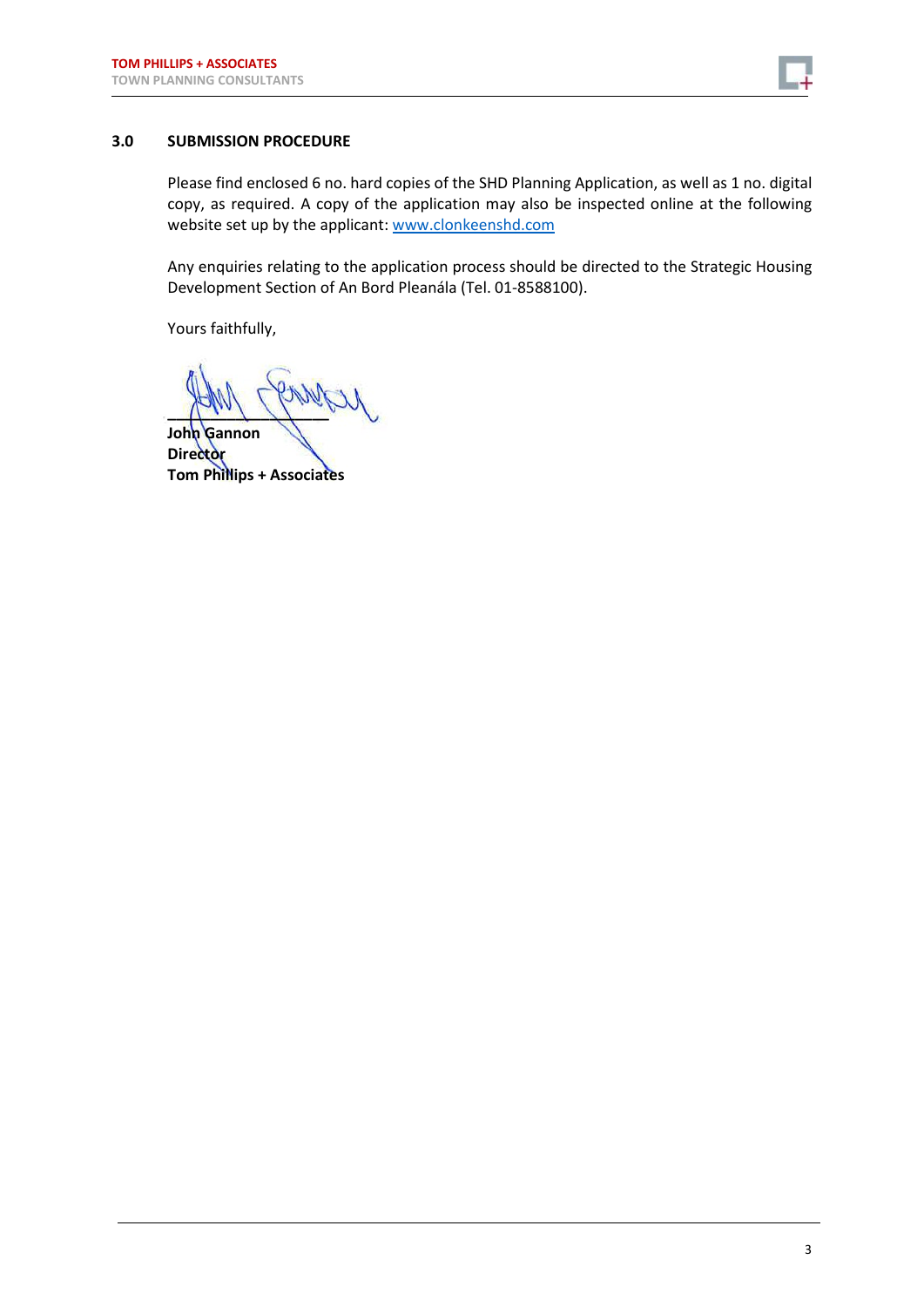## 3.0 SUBMISSION PROCEDURE

Please find enclosed 6 no. hard copies of the SHD Planning Application, as well as 1 no. digital copy, as required. A copy of the application may also be inspected online at the following website set up by the applicant: www.clonkeenshd.com

Any enquiries relating to the application process should be directed to the Strategic Housing Development Section of An Bord Pleanála (Tel. 01-8588100).

Yours faithfully,

___________________

**John Gannon**
**Director**
**Tom Phillips + Associates**